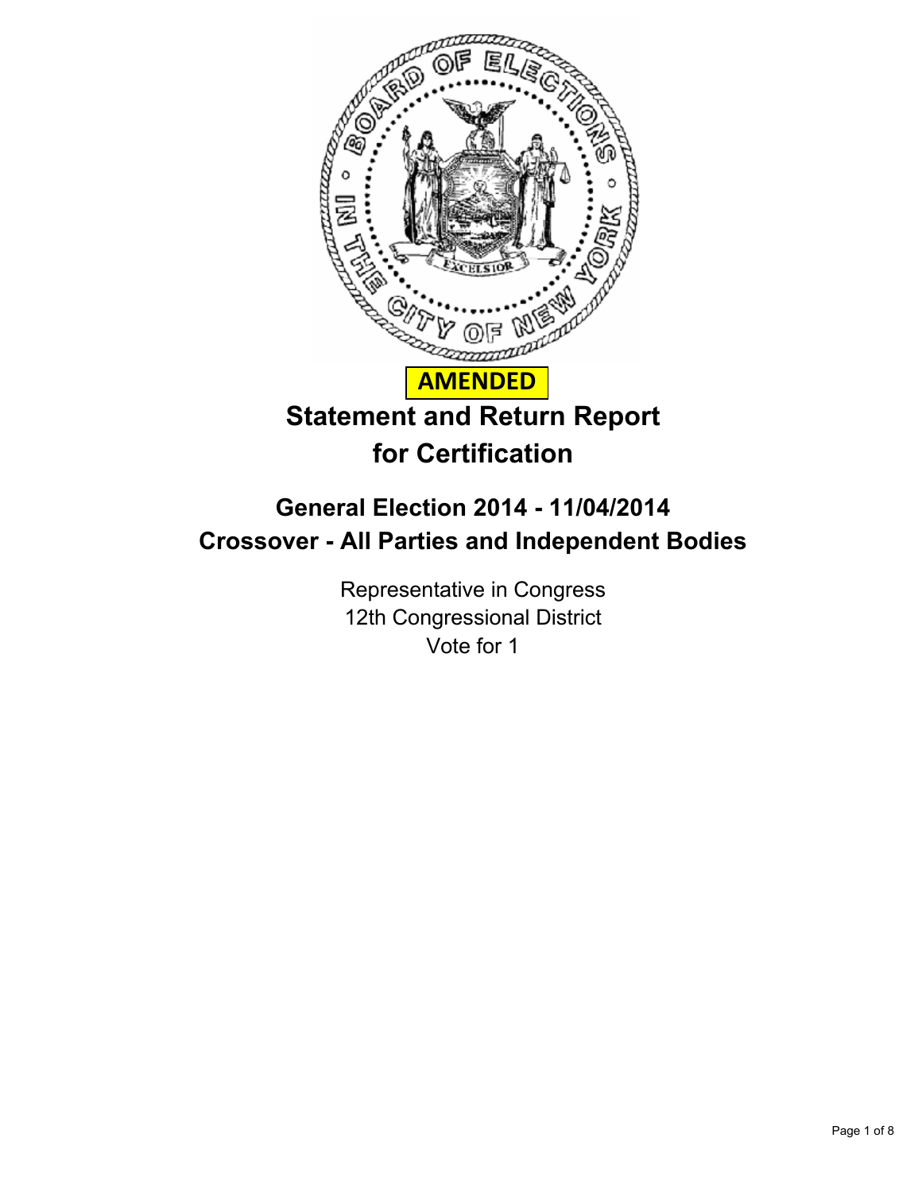**AMENDED**

# Statement and Return Report for Certification

## General Election 2014 - 11/04/2014
## Crossover - All Parties and Independent Bodies

Representative in Congress
12th Congressional District
Vote for 1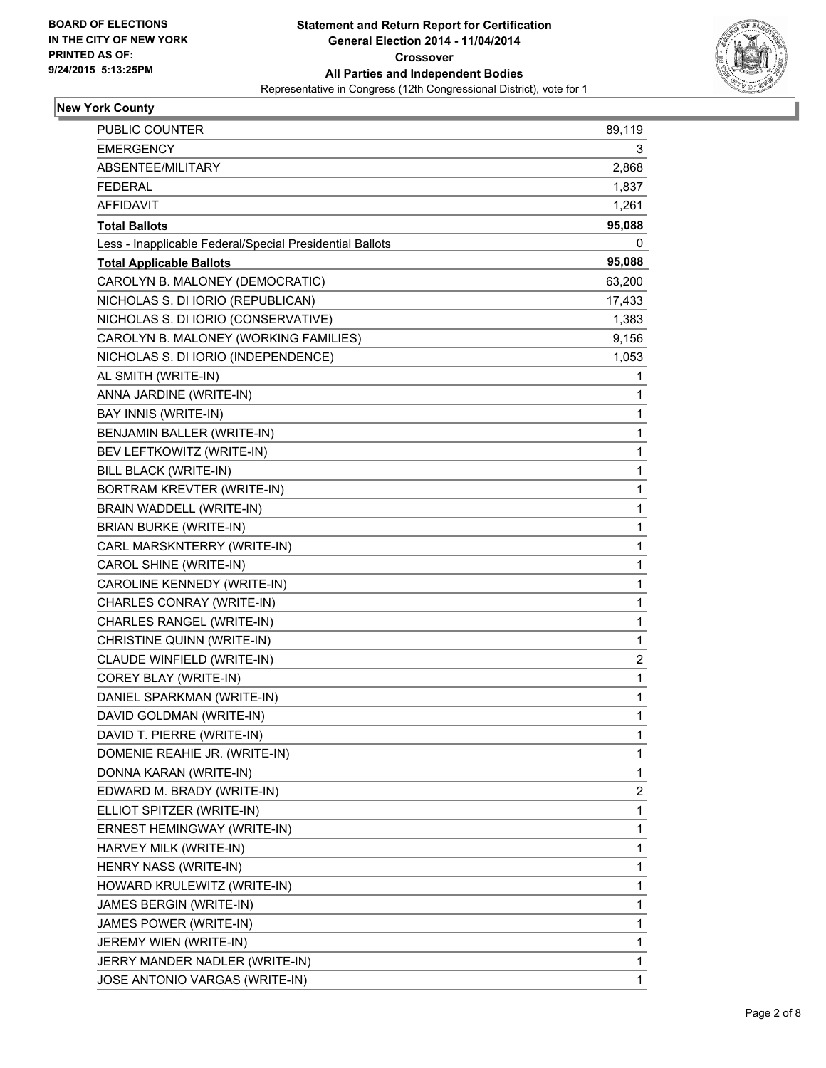**BOARD OF ELECTIONS IN THE CITY OF NEW YORK PRINTED AS OF: 9/24/2015 5:13:25PM**

**Statement and Return Report for Certification**
**General Election 2014 - 11/04/2014**
**Crossover**
**All Parties and Independent Bodies**
Representative in Congress (12th Congressional District), vote for 1

## New York County

| | |
|---|---|
| PUBLIC COUNTER | 89,119 |
| EMERGENCY | 3 |
| ABSENTEE/MILITARY | 2,868 |
| FEDERAL | 1,837 |
| AFFIDAVIT | 1,261 |
| **Total Ballots** | **95,088** |
| Less - Inapplicable Federal/Special Presidential Ballots | 0 |
| **Total Applicable Ballots** | **95,088** |
| CAROLYN B. MALONEY (DEMOCRATIC) | 63,200 |
| NICHOLAS S. DI IORIO (REPUBLICAN) | 17,433 |
| NICHOLAS S. DI IORIO (CONSERVATIVE) | 1,383 |
| CAROLYN B. MALONEY (WORKING FAMILIES) | 9,156 |
| NICHOLAS S. DI IORIO (INDEPENDENCE) | 1,053 |
| AL SMITH (WRITE-IN) | 1 |
| ANNA JARDINE (WRITE-IN) | 1 |
| BAY INNIS (WRITE-IN) | 1 |
| BENJAMIN BALLER (WRITE-IN) | 1 |
| BEV LEFTKOWITZ (WRITE-IN) | 1 |
| BILL BLACK (WRITE-IN) | 1 |
| BORTRAM KREVTER (WRITE-IN) | 1 |
| BRAIN WADDELL (WRITE-IN) | 1 |
| BRIAN BURKE (WRITE-IN) | 1 |
| CARL MARSKNTERRY (WRITE-IN) | 1 |
| CAROL SHINE (WRITE-IN) | 1 |
| CAROLINE KENNEDY (WRITE-IN) | 1 |
| CHARLES CONRAY (WRITE-IN) | 1 |
| CHARLES RANGEL (WRITE-IN) | 1 |
| CHRISTINE QUINN (WRITE-IN) | 1 |
| CLAUDE WINFIELD (WRITE-IN) | 2 |
| COREY BLAY (WRITE-IN) | 1 |
| DANIEL SPARKMAN (WRITE-IN) | 1 |
| DAVID GOLDMAN (WRITE-IN) | 1 |
| DAVID T. PIERRE (WRITE-IN) | 1 |
| DOMENIE REAHIE JR. (WRITE-IN) | 1 |
| DONNA KARAN (WRITE-IN) | 1 |
| EDWARD M. BRADY (WRITE-IN) | 2 |
| ELLIOT SPITZER (WRITE-IN) | 1 |
| ERNEST HEMINGWAY (WRITE-IN) | 1 |
| HARVEY MILK (WRITE-IN) | 1 |
| HENRY NASS (WRITE-IN) | 1 |
| HOWARD KRULEWITZ (WRITE-IN) | 1 |
| JAMES BERGIN (WRITE-IN) | 1 |
| JAMES POWER (WRITE-IN) | 1 |
| JEREMY WIEN (WRITE-IN) | 1 |
| JERRY MANDER NADLER (WRITE-IN) | 1 |
| JOSE ANTONIO VARGAS (WRITE-IN) | 1 |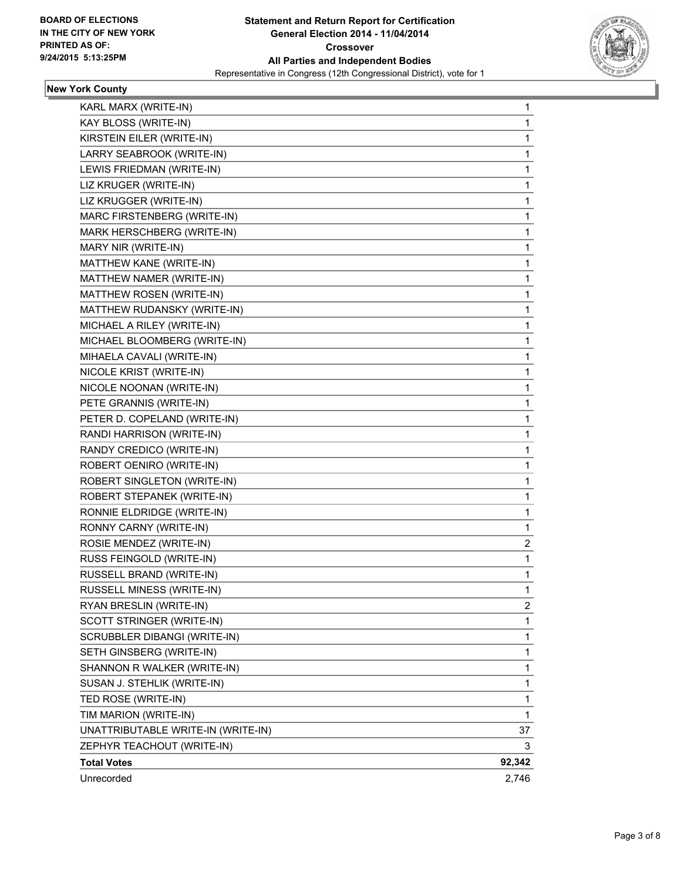**BOARD OF ELECTIONS IN THE CITY OF NEW YORK PRINTED AS OF: 9/24/2015 5:13:25PM**

**Statement and Return Report for Certification General Election 2014 - 11/04/2014 Crossover All Parties and Independent Bodies**

Representative in Congress (12th Congressional District), vote for 1

## New York County

| | |
|---|---|
| KARL MARX (WRITE-IN) | 1 |
| KAY BLOSS (WRITE-IN) | 1 |
| KIRSTEIN EILER (WRITE-IN) | 1 |
| LARRY SEABROOK (WRITE-IN) | 1 |
| LEWIS FRIEDMAN (WRITE-IN) | 1 |
| LIZ KRUGER (WRITE-IN) | 1 |
| LIZ KRUGGER (WRITE-IN) | 1 |
| MARC FIRSTENBERG (WRITE-IN) | 1 |
| MARK HERSCHBERG (WRITE-IN) | 1 |
| MARY NIR (WRITE-IN) | 1 |
| MATTHEW KANE (WRITE-IN) | 1 |
| MATTHEW NAMER (WRITE-IN) | 1 |
| MATTHEW ROSEN (WRITE-IN) | 1 |
| MATTHEW RUDANSKY (WRITE-IN) | 1 |
| MICHAEL A RILEY (WRITE-IN) | 1 |
| MICHAEL BLOOMBERG (WRITE-IN) | 1 |
| MIHAELA CAVALI (WRITE-IN) | 1 |
| NICOLE KRIST (WRITE-IN) | 1 |
| NICOLE NOONAN (WRITE-IN) | 1 |
| PETE GRANNIS (WRITE-IN) | 1 |
| PETER D. COPELAND (WRITE-IN) | 1 |
| RANDI HARRISON (WRITE-IN) | 1 |
| RANDY CREDICO (WRITE-IN) | 1 |
| ROBERT OENIRO (WRITE-IN) | 1 |
| ROBERT SINGLETON (WRITE-IN) | 1 |
| ROBERT STEPANEK (WRITE-IN) | 1 |
| RONNIE ELDRIDGE (WRITE-IN) | 1 |
| RONNY CARNY (WRITE-IN) | 1 |
| ROSIE MENDEZ (WRITE-IN) | 2 |
| RUSS FEINGOLD (WRITE-IN) | 1 |
| RUSSELL BRAND (WRITE-IN) | 1 |
| RUSSELL MINESS (WRITE-IN) | 1 |
| RYAN BRESLIN (WRITE-IN) | 2 |
| SCOTT STRINGER (WRITE-IN) | 1 |
| SCRUBBLER DIBANGI (WRITE-IN) | 1 |
| SETH GINSBERG (WRITE-IN) | 1 |
| SHANNON R WALKER (WRITE-IN) | 1 |
| SUSAN J. STEHLIK (WRITE-IN) | 1 |
| TED ROSE (WRITE-IN) | 1 |
| TIM MARION (WRITE-IN) | 1 |
| UNATTRIBUTABLE WRITE-IN (WRITE-IN) | 37 |
| ZEPHYR TEACHOUT (WRITE-IN) | 3 |
| **Total Votes** | **92,342** |
| Unrecorded | 2,746 |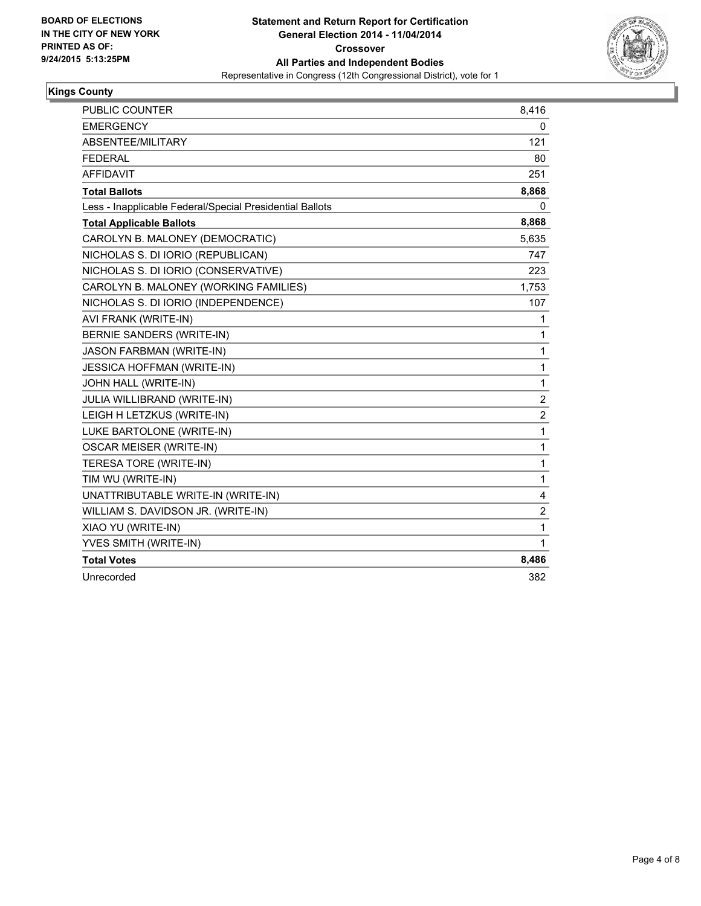**BOARD OF ELECTIONS IN THE CITY OF NEW YORK PRINTED AS OF: 9/24/2015 5:13:25PM**

**Statement and Return Report for Certification**
**General Election 2014 - 11/04/2014**
**Crossover**
**All Parties and Independent Bodies**
Representative in Congress (12th Congressional District), vote for 1

## Kings County

| | |
|---|---|
| PUBLIC COUNTER | 8,416 |
| EMERGENCY | 0 |
| ABSENTEE/MILITARY | 121 |
| FEDERAL | 80 |
| AFFIDAVIT | 251 |
| **Total Ballots** | **8,868** |
| Less - Inapplicable Federal/Special Presidential Ballots | 0 |
| **Total Applicable Ballots** | **8,868** |
| CAROLYN B. MALONEY (DEMOCRATIC) | 5,635 |
| NICHOLAS S. DI IORIO (REPUBLICAN) | 747 |
| NICHOLAS S. DI IORIO (CONSERVATIVE) | 223 |
| CAROLYN B. MALONEY (WORKING FAMILIES) | 1,753 |
| NICHOLAS S. DI IORIO (INDEPENDENCE) | 107 |
| AVI FRANK (WRITE-IN) | 1 |
| BERNIE SANDERS (WRITE-IN) | 1 |
| JASON FARBMAN (WRITE-IN) | 1 |
| JESSICA HOFFMAN (WRITE-IN) | 1 |
| JOHN HALL (WRITE-IN) | 1 |
| JULIA WILLIBRAND (WRITE-IN) | 2 |
| LEIGH H LETZKUS (WRITE-IN) | 2 |
| LUKE BARTOLONE (WRITE-IN) | 1 |
| OSCAR MEISER (WRITE-IN) | 1 |
| TERESA TORE (WRITE-IN) | 1 |
| TIM WU (WRITE-IN) | 1 |
| UNATTRIBUTABLE WRITE-IN (WRITE-IN) | 4 |
| WILLIAM S. DAVIDSON JR. (WRITE-IN) | 2 |
| XIAO YU (WRITE-IN) | 1 |
| YVES SMITH (WRITE-IN) | 1 |
| **Total Votes** | **8,486** |
| Unrecorded | 382 |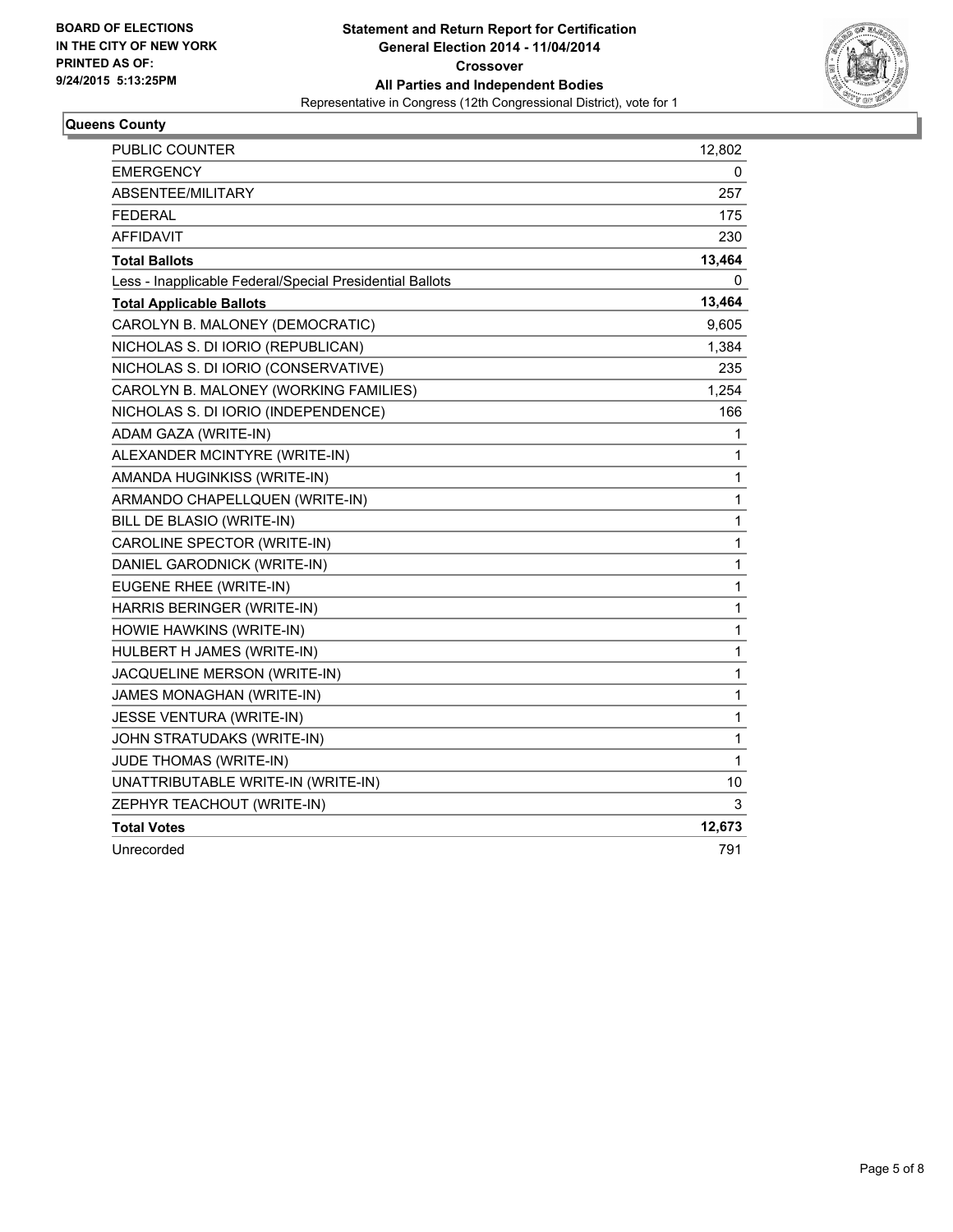**BOARD OF ELECTIONS IN THE CITY OF NEW YORK PRINTED AS OF: 9/24/2015 5:13:25PM**

**Statement and Return Report for Certification General Election 2014 - 11/04/2014 Crossover All Parties and Independent Bodies**

Representative in Congress (12th Congressional District), vote for 1

**Queens County**

| | |
|---|---|
| PUBLIC COUNTER | 12,802 |
| EMERGENCY | 0 |
| ABSENTEE/MILITARY | 257 |
| FEDERAL | 175 |
| AFFIDAVIT | 230 |
| **Total Ballots** | **13,464** |
| Less - Inapplicable Federal/Special Presidential Ballots | 0 |
| **Total Applicable Ballots** | **13,464** |
| CAROLYN B. MALONEY (DEMOCRATIC) | 9,605 |
| NICHOLAS S. DI IORIO (REPUBLICAN) | 1,384 |
| NICHOLAS S. DI IORIO (CONSERVATIVE) | 235 |
| CAROLYN B. MALONEY (WORKING FAMILIES) | 1,254 |
| NICHOLAS S. DI IORIO (INDEPENDENCE) | 166 |
| ADAM GAZA (WRITE-IN) | 1 |
| ALEXANDER MCINTYRE (WRITE-IN) | 1 |
| AMANDA HUGINKISS (WRITE-IN) | 1 |
| ARMANDO CHAPELLQUEN (WRITE-IN) | 1 |
| BILL DE BLASIO (WRITE-IN) | 1 |
| CAROLINE SPECTOR (WRITE-IN) | 1 |
| DANIEL GARODNICK (WRITE-IN) | 1 |
| EUGENE RHEE (WRITE-IN) | 1 |
| HARRIS BERINGER (WRITE-IN) | 1 |
| HOWIE HAWKINS (WRITE-IN) | 1 |
| HULBERT H JAMES (WRITE-IN) | 1 |
| JACQUELINE MERSON (WRITE-IN) | 1 |
| JAMES MONAGHAN (WRITE-IN) | 1 |
| JESSE VENTURA (WRITE-IN) | 1 |
| JOHN STRATUDAKS (WRITE-IN) | 1 |
| JUDE THOMAS (WRITE-IN) | 1 |
| UNATTRIBUTABLE WRITE-IN (WRITE-IN) | 10 |
| ZEPHYR TEACHOUT (WRITE-IN) | 3 |
| **Total Votes** | **12,673** |
| Unrecorded | 791 |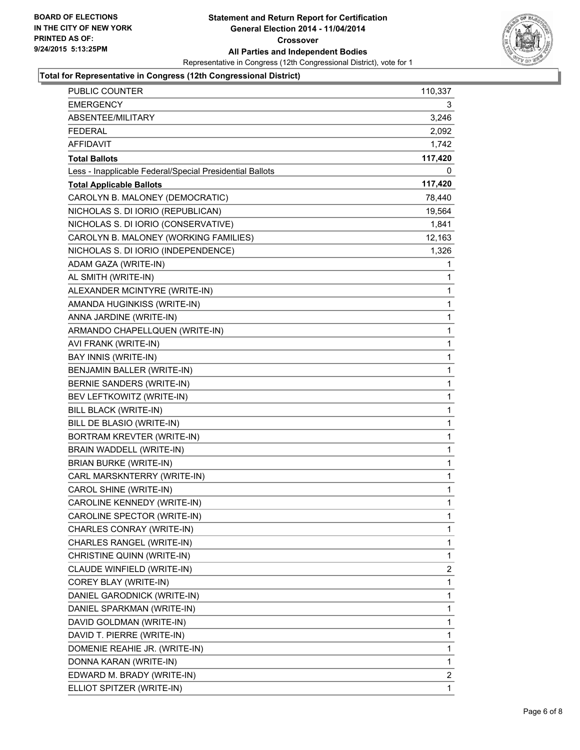**BOARD OF ELECTIONS IN THE CITY OF NEW YORK PRINTED AS OF: 9/24/2015 5:13:25PM**

**Statement and Return Report for Certification General Election 2014 - 11/04/2014 Crossover All Parties and Independent Bodies**

Representative in Congress (12th Congressional District), vote for 1

**Total for Representative in Congress (12th Congressional District)**

| | |
|---|---|
| PUBLIC COUNTER | 110,337 |
| EMERGENCY | 3 |
| ABSENTEE/MILITARY | 3,246 |
| FEDERAL | 2,092 |
| AFFIDAVIT | 1,742 |
| **Total Ballots** | **117,420** |
| Less - Inapplicable Federal/Special Presidential Ballots | 0 |
| **Total Applicable Ballots** | **117,420** |
| CAROLYN B. MALONEY (DEMOCRATIC) | 78,440 |
| NICHOLAS S. DI IORIO (REPUBLICAN) | 19,564 |
| NICHOLAS S. DI IORIO (CONSERVATIVE) | 1,841 |
| CAROLYN B. MALONEY (WORKING FAMILIES) | 12,163 |
| NICHOLAS S. DI IORIO (INDEPENDENCE) | 1,326 |
| ADAM GAZA (WRITE-IN) | 1 |
| AL SMITH (WRITE-IN) | 1 |
| ALEXANDER MCINTYRE (WRITE-IN) | 1 |
| AMANDA HUGINKISS (WRITE-IN) | 1 |
| ANNA JARDINE (WRITE-IN) | 1 |
| ARMANDO CHAPELLQUEN (WRITE-IN) | 1 |
| AVI FRANK (WRITE-IN) | 1 |
| BAY INNIS (WRITE-IN) | 1 |
| BENJAMIN BALLER (WRITE-IN) | 1 |
| BERNIE SANDERS (WRITE-IN) | 1 |
| BEV LEFTKOWITZ (WRITE-IN) | 1 |
| BILL BLACK (WRITE-IN) | 1 |
| BILL DE BLASIO (WRITE-IN) | 1 |
| BORTRAM KREVTER (WRITE-IN) | 1 |
| BRAIN WADDELL (WRITE-IN) | 1 |
| BRIAN BURKE (WRITE-IN) | 1 |
| CARL MARSKNTERRY (WRITE-IN) | 1 |
| CAROL SHINE (WRITE-IN) | 1 |
| CAROLINE KENNEDY (WRITE-IN) | 1 |
| CAROLINE SPECTOR (WRITE-IN) | 1 |
| CHARLES CONRAY (WRITE-IN) | 1 |
| CHARLES RANGEL (WRITE-IN) | 1 |
| CHRISTINE QUINN (WRITE-IN) | 1 |
| CLAUDE WINFIELD (WRITE-IN) | 2 |
| COREY BLAY (WRITE-IN) | 1 |
| DANIEL GARODNICK (WRITE-IN) | 1 |
| DANIEL SPARKMAN (WRITE-IN) | 1 |
| DAVID GOLDMAN (WRITE-IN) | 1 |
| DAVID T. PIERRE (WRITE-IN) | 1 |
| DOMENIE REAHIE JR. (WRITE-IN) | 1 |
| DONNA KARAN (WRITE-IN) | 1 |
| EDWARD M. BRADY (WRITE-IN) | 2 |
| ELLIOT SPITZER (WRITE-IN) | 1 |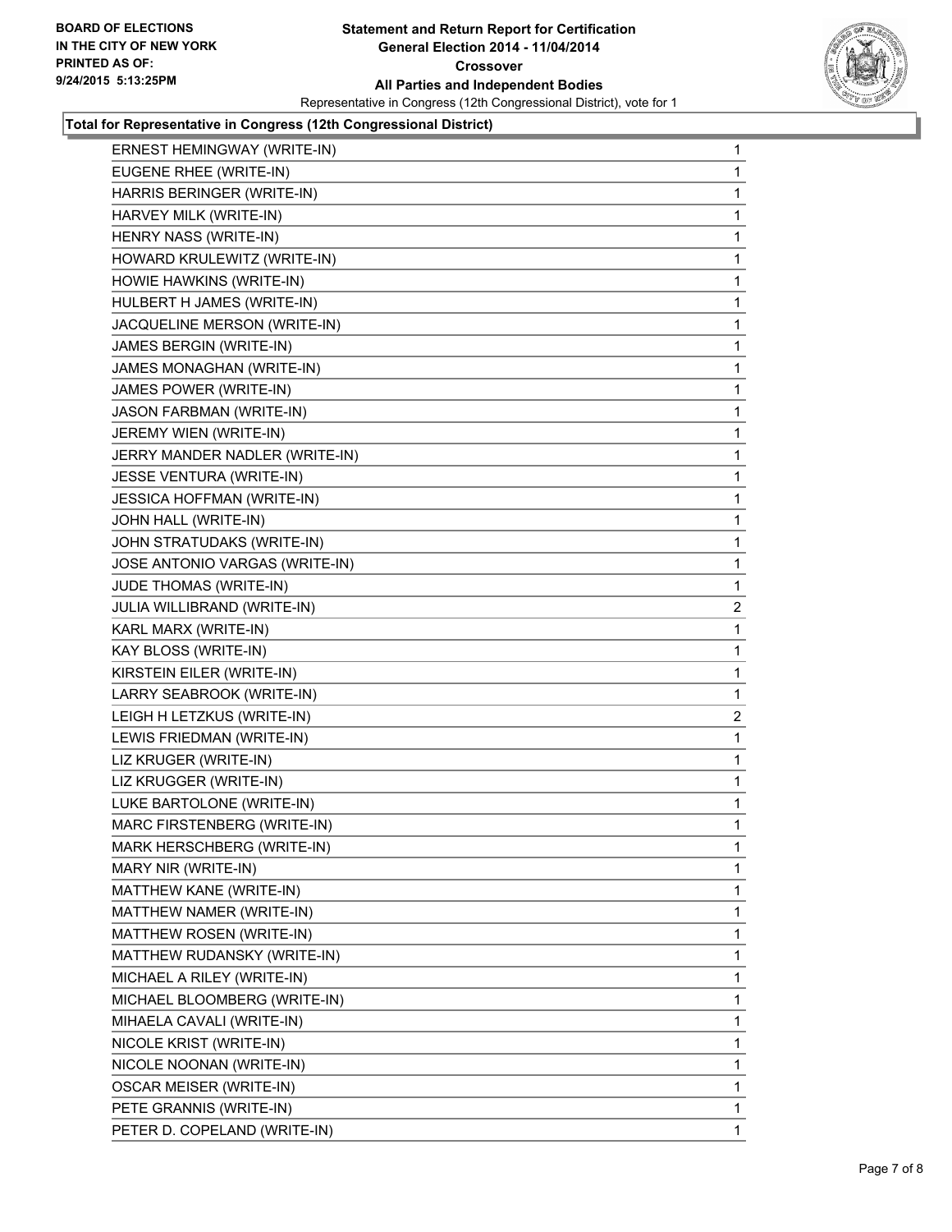**BOARD OF ELECTIONS IN THE CITY OF NEW YORK PRINTED AS OF: 9/24/2015 5:13:25PM**

# Statement and Return Report for Certification General Election 2014 - 11/04/2014 Crossover All Parties and Independent Bodies

Representative in Congress (12th Congressional District), vote for 1

**Total for Representative in Congress (12th Congressional District)**

| Candidate | Votes |
|---|---|
| ERNEST HEMINGWAY (WRITE-IN) | 1 |
| EUGENE RHEE (WRITE-IN) | 1 |
| HARRIS BERINGER (WRITE-IN) | 1 |
| HARVEY MILK (WRITE-IN) | 1 |
| HENRY NASS (WRITE-IN) | 1 |
| HOWARD KRULEWITZ (WRITE-IN) | 1 |
| HOWIE HAWKINS (WRITE-IN) | 1 |
| HULBERT H JAMES (WRITE-IN) | 1 |
| JACQUELINE MERSON (WRITE-IN) | 1 |
| JAMES BERGIN (WRITE-IN) | 1 |
| JAMES MONAGHAN (WRITE-IN) | 1 |
| JAMES POWER (WRITE-IN) | 1 |
| JASON FARBMAN (WRITE-IN) | 1 |
| JEREMY WIEN (WRITE-IN) | 1 |
| JERRY MANDER NADLER (WRITE-IN) | 1 |
| JESSE VENTURA (WRITE-IN) | 1 |
| JESSICA HOFFMAN (WRITE-IN) | 1 |
| JOHN HALL (WRITE-IN) | 1 |
| JOHN STRATUDAKS (WRITE-IN) | 1 |
| JOSE ANTONIO VARGAS (WRITE-IN) | 1 |
| JUDE THOMAS (WRITE-IN) | 1 |
| JULIA WILLIBRAND (WRITE-IN) | 2 |
| KARL MARX (WRITE-IN) | 1 |
| KAY BLOSS (WRITE-IN) | 1 |
| KIRSTEIN EILER (WRITE-IN) | 1 |
| LARRY SEABROOK (WRITE-IN) | 1 |
| LEIGH H LETZKUS (WRITE-IN) | 2 |
| LEWIS FRIEDMAN (WRITE-IN) | 1 |
| LIZ KRUGER (WRITE-IN) | 1 |
| LIZ KRUGGER (WRITE-IN) | 1 |
| LUKE BARTOLONE (WRITE-IN) | 1 |
| MARC FIRSTENBERG (WRITE-IN) | 1 |
| MARK HERSCHBERG (WRITE-IN) | 1 |
| MARY NIR (WRITE-IN) | 1 |
| MATTHEW KANE (WRITE-IN) | 1 |
| MATTHEW NAMER (WRITE-IN) | 1 |
| MATTHEW ROSEN (WRITE-IN) | 1 |
| MATTHEW RUDANSKY (WRITE-IN) | 1 |
| MICHAEL A RILEY (WRITE-IN) | 1 |
| MICHAEL BLOOMBERG (WRITE-IN) | 1 |
| MIHAELA CAVALI (WRITE-IN) | 1 |
| NICOLE KRIST (WRITE-IN) | 1 |
| NICOLE NOONAN (WRITE-IN) | 1 |
| OSCAR MEISER (WRITE-IN) | 1 |
| PETE GRANNIS (WRITE-IN) | 1 |
| PETER D. COPELAND (WRITE-IN) | 1 |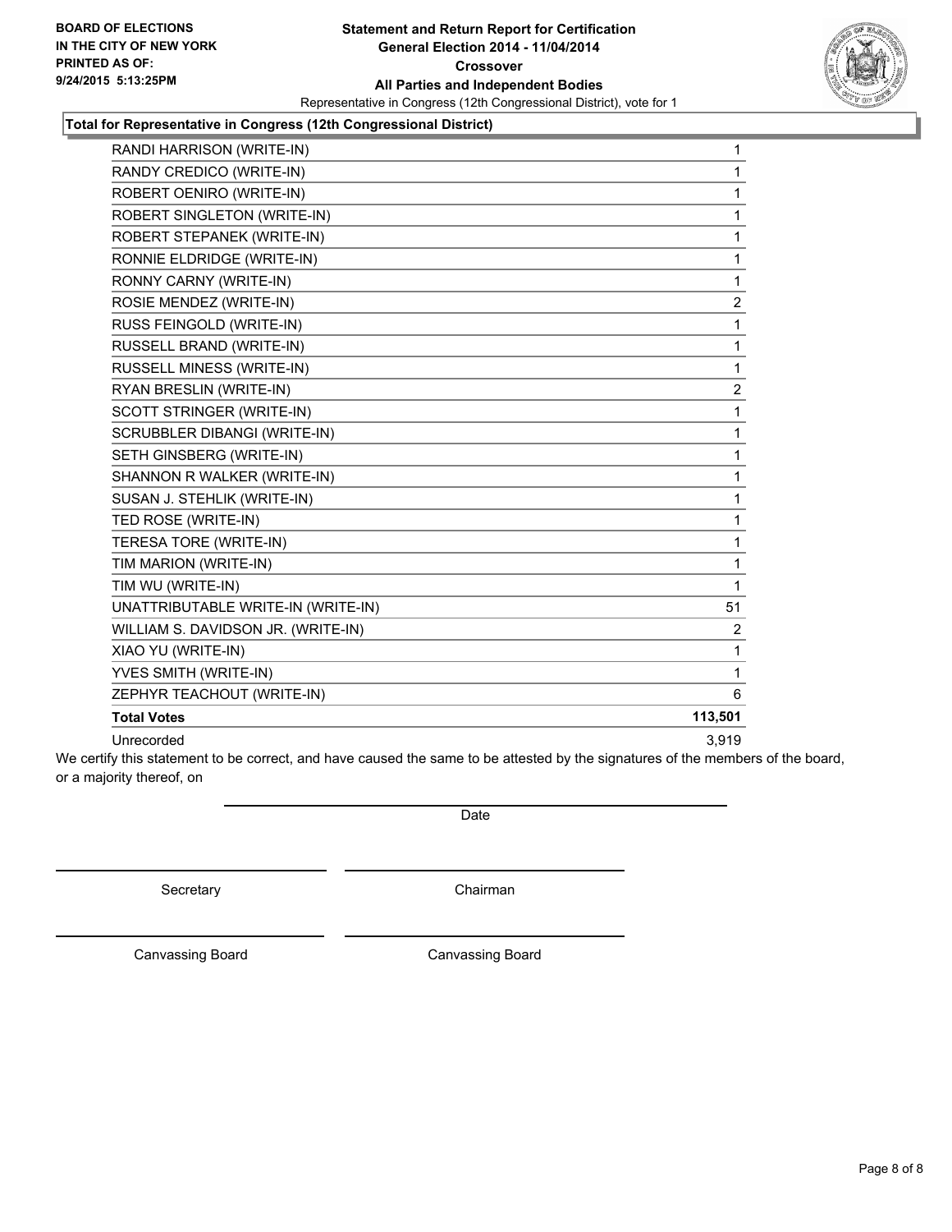**BOARD OF ELECTIONS IN THE CITY OF NEW YORK PRINTED AS OF: 9/24/2015 5:13:25PM**

**Statement and Return Report for Certification**
**General Election 2014 - 11/04/2014**
**Crossover**
**All Parties and Independent Bodies**
Representative in Congress (12th Congressional District), vote for 1

**Total for Representative in Congress (12th Congressional District)**

| | |
|---|---|
| RANDI HARRISON (WRITE-IN) | 1 |
| RANDY CREDICO (WRITE-IN) | 1 |
| ROBERT OENIRO (WRITE-IN) | 1 |
| ROBERT SINGLETON (WRITE-IN) | 1 |
| ROBERT STEPANEK (WRITE-IN) | 1 |
| RONNIE ELDRIDGE (WRITE-IN) | 1 |
| RONNY CARNY (WRITE-IN) | 1 |
| ROSIE MENDEZ (WRITE-IN) | 2 |
| RUSS FEINGOLD (WRITE-IN) | 1 |
| RUSSELL BRAND (WRITE-IN) | 1 |
| RUSSELL MINESS (WRITE-IN) | 1 |
| RYAN BRESLIN (WRITE-IN) | 2 |
| SCOTT STRINGER (WRITE-IN) | 1 |
| SCRUBBLER DIBANGI (WRITE-IN) | 1 |
| SETH GINSBERG (WRITE-IN) | 1 |
| SHANNON R WALKER (WRITE-IN) | 1 |
| SUSAN J. STEHLIK (WRITE-IN) | 1 |
| TED ROSE (WRITE-IN) | 1 |
| TERESA TORE (WRITE-IN) | 1 |
| TIM MARION (WRITE-IN) | 1 |
| TIM WU (WRITE-IN) | 1 |
| UNATTRIBUTABLE WRITE-IN (WRITE-IN) | 51 |
| WILLIAM S. DAVIDSON JR. (WRITE-IN) | 2 |
| XIAO YU (WRITE-IN) | 1 |
| YVES SMITH (WRITE-IN) | 1 |
| ZEPHYR TEACHOUT (WRITE-IN) | 6 |
| **Total Votes** | **113,501** |
| Unrecorded | 3,919 |

We certify this statement to be correct, and have caused the same to be attested by the signatures of the members of the board, or a majority thereof, on

Date

Secretary

Chairman

Canvassing Board

Canvassing Board